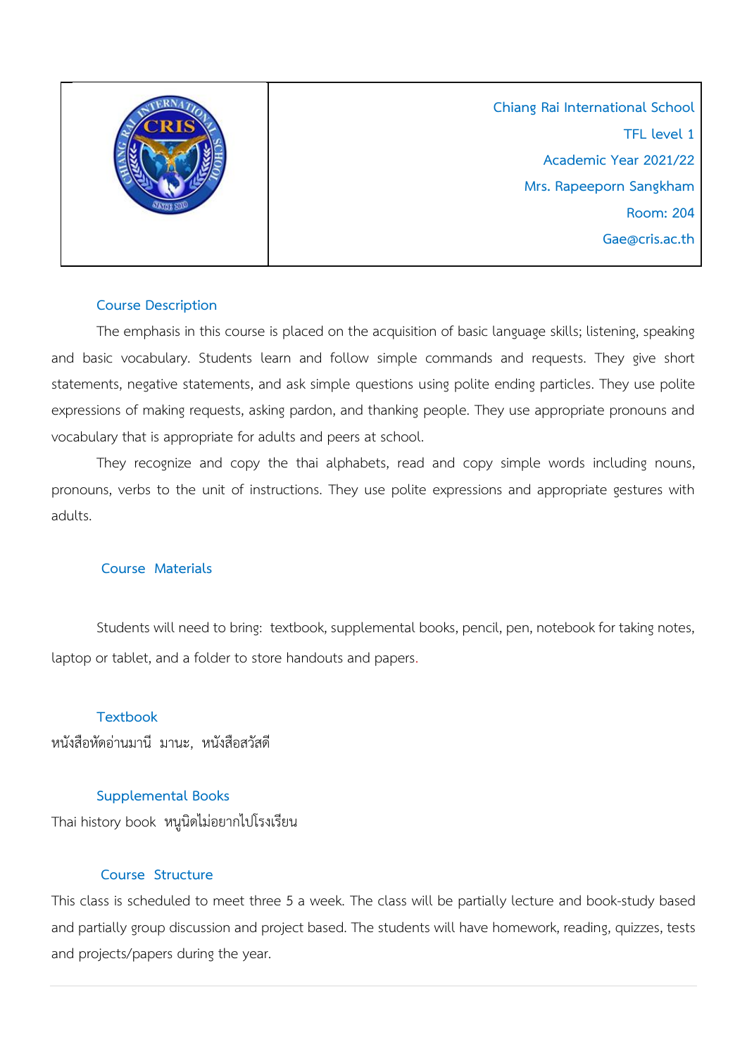| | Chiang Rai International School<br>TFL level 1<br>Academic Year 2021/22<br>Mrs. Rapeeporn Sangkham<br>Room: 204<br>Gae@cris.ac.th |
|---|---|

## Course Description

The emphasis in this course is placed on the acquisition of basic language skills; listening, speaking and basic vocabulary. Students learn and follow simple commands and requests. They give short statements, negative statements, and ask simple questions using polite ending particles. They use polite expressions of making requests, asking pardon, and thanking people. They use appropriate pronouns and vocabulary that is appropriate for adults and peers at school.

They recognize and copy the thai alphabets, read and copy simple words including nouns, pronouns, verbs to the unit of instructions. They use polite expressions and appropriate gestures with adults.

## Course Materials

Students will need to bring: textbook, supplemental books, pencil, pen, notebook for taking notes, laptop or tablet, and a folder to store handouts and papers.

## Textbook

หนังสือหัดอ่านมานี มานะ, หนังสือสวัสดี

## Supplemental Books

Thai history book หนูนิดไม่อยากไปโรงเรียน

## Course Structure

This class is scheduled to meet three 5 a week. The class will be partially lecture and book-study based and partially group discussion and project based. The students will have homework, reading, quizzes, tests and projects/papers during the year.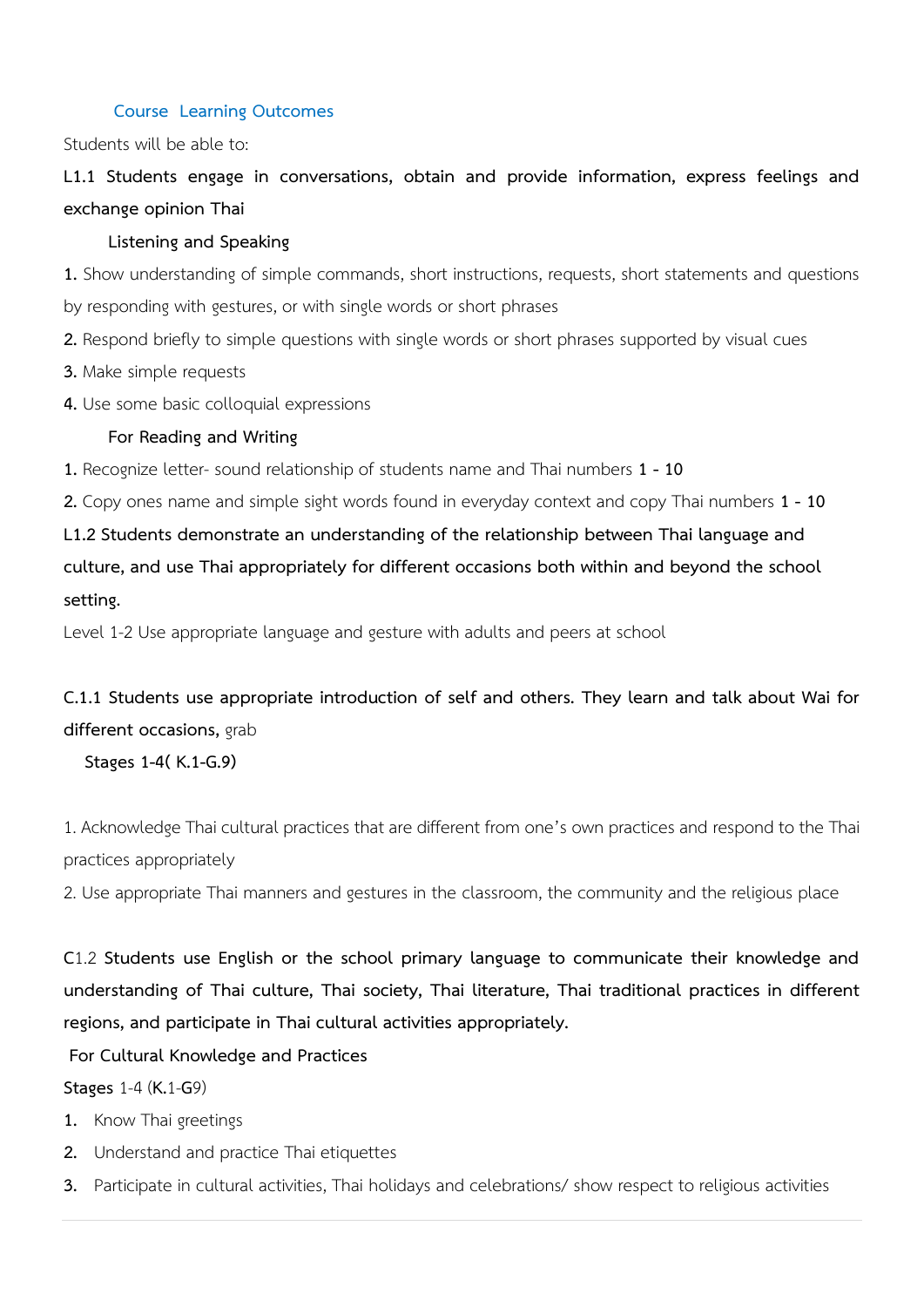### Course Learning Outcomes

Students will be able to:

**L1.1 Students engage in conversations, obtain and provide information, express feelings and exchange opinion Thai**

**Listening and Speaking**

**1.** Show understanding of simple commands, short instructions, requests, short statements and questions by responding with gestures, or with single words or short phrases

**2.** Respond briefly to simple questions with single words or short phrases supported by visual cues

**3.** Make simple requests

**4.** Use some basic colloquial expressions

**For Reading and Writing**

**1.** Recognize letter- sound relationship of students name and Thai numbers **1 - 10**

**2.** Copy ones name and simple sight words found in everyday context and copy Thai numbers **1 - 10**

**L1.2 Students demonstrate an understanding of the relationship between Thai language and culture, and use Thai appropriately for different occasions both within and beyond the school setting.**

Level 1-2 Use appropriate language and gesture with adults and peers at school

**C.1.1 Students use appropriate introduction of self and others. They learn and talk about Wai for different occasions,** grab

**Stages 1-4( K.1-G.9)**

1. Acknowledge Thai cultural practices that are different from one's own practices and respond to the Thai practices appropriately
2. Use appropriate Thai manners and gestures in the classroom, the community and the religious place

C1.2 **Students use English or the school primary language to communicate their knowledge and understanding of Thai culture, Thai society, Thai literature, Thai traditional practices in different regions, and participate in Thai cultural activities appropriately.**

**For Cultural Knowledge and Practices**

**Stages** 1-4 (**K.**1-**G**9)

1. Know Thai greetings
2. Understand and practice Thai etiquettes
3. Participate in cultural activities, Thai holidays and celebrations/ show respect to religious activities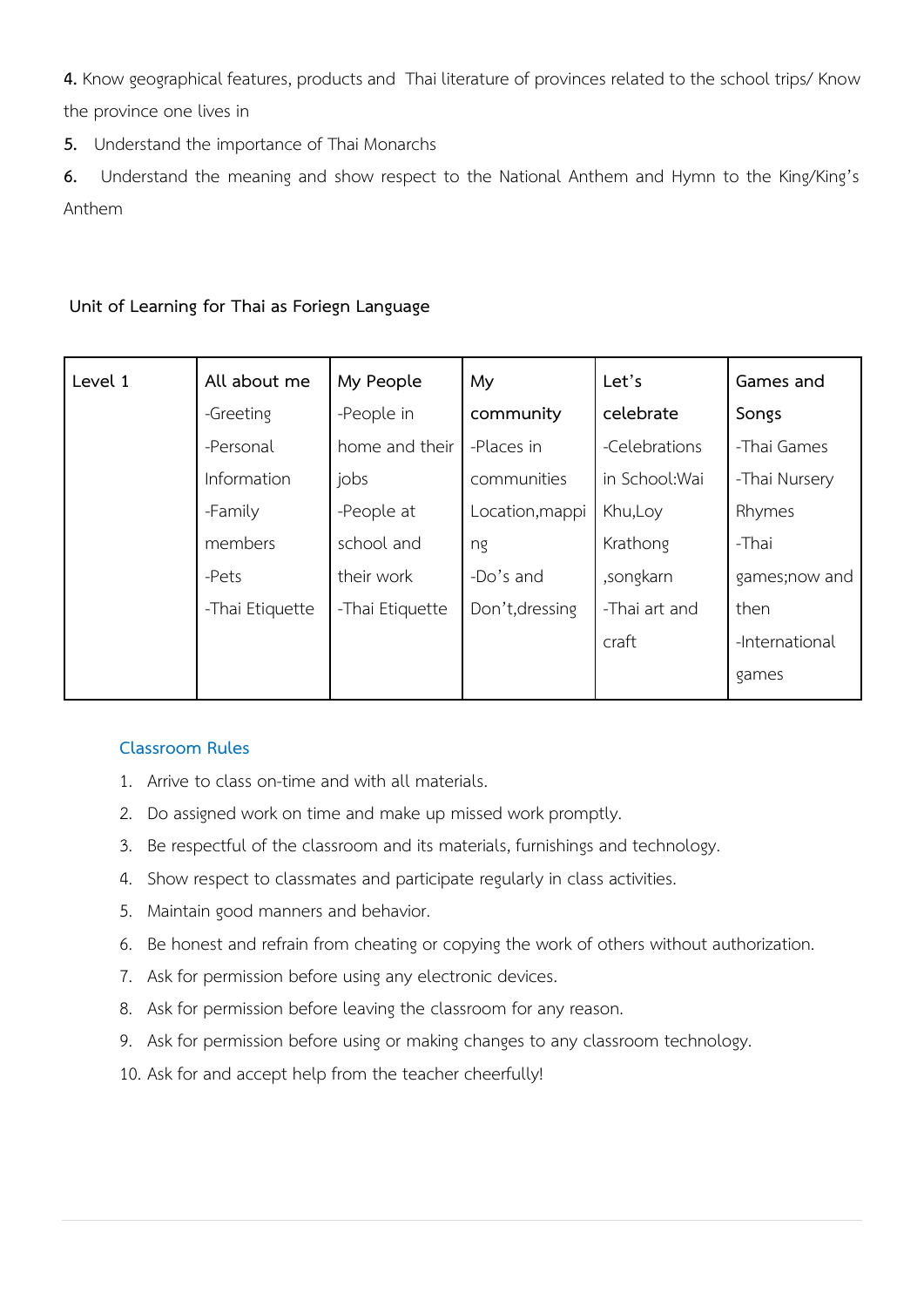**4.** Know geographical features, products and Thai literature of provinces related to the school trips/ Know the province one lives in

**5.** Understand the importance of Thai Monarchs

**6.** Understand the meaning and show respect to the National Anthem and Hymn to the King/King's Anthem

**Unit of Learning for Thai as Foriegn Language**

| Level 1 | All about me | My People | My community | Let's celebrate | Games and Songs |
|---|---|---|---|---|---|
| | -Greeting<br>-Personal Information<br>-Family members<br>-Pets<br>-Thai Etiquette | -People in home and their jobs<br>-People at school and their work<br>-Thai Etiquette | -Places in communities<br>Location,mapping<br>-Do's and Don't,dressing | -Celebrations in School:Wai Khu,Loy Krathong ,songkarn<br>-Thai art and craft | -Thai Games<br>-Thai Nursery Rhymes<br>-Thai games;now and then<br>-International games |

## Classroom Rules

1. Arrive to class on-time and with all materials.
2. Do assigned work on time and make up missed work promptly.
3. Be respectful of the classroom and its materials, furnishings and technology.
4. Show respect to classmates and participate regularly in class activities.
5. Maintain good manners and behavior.
6. Be honest and refrain from cheating or copying the work of others without authorization.
7. Ask for permission before using any electronic devices.
8. Ask for permission before leaving the classroom for any reason.
9. Ask for permission before using or making changes to any classroom technology.
10. Ask for and accept help from the teacher cheerfully!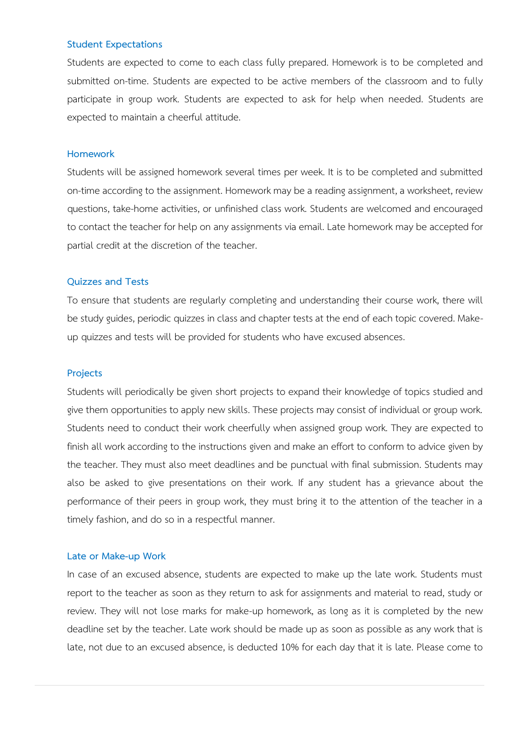### Student Expectations

Students are expected to come to each class fully prepared. Homework is to be completed and submitted on-time. Students are expected to be active members of the classroom and to fully participate in group work. Students are expected to ask for help when needed. Students are expected to maintain a cheerful attitude.

### Homework

Students will be assigned homework several times per week. It is to be completed and submitted on-time according to the assignment. Homework may be a reading assignment, a worksheet, review questions, take-home activities, or unfinished class work. Students are welcomed and encouraged to contact the teacher for help on any assignments via email. Late homework may be accepted for partial credit at the discretion of the teacher.

### Quizzes and Tests

To ensure that students are regularly completing and understanding their course work, there will be study guides, periodic quizzes in class and chapter tests at the end of each topic covered. Make-up quizzes and tests will be provided for students who have excused absences.

### Projects

Students will periodically be given short projects to expand their knowledge of topics studied and give them opportunities to apply new skills. These projects may consist of individual or group work. Students need to conduct their work cheerfully when assigned group work. They are expected to finish all work according to the instructions given and make an effort to conform to advice given by the teacher. They must also meet deadlines and be punctual with final submission. Students may also be asked to give presentations on their work. If any student has a grievance about the performance of their peers in group work, they must bring it to the attention of the teacher in a timely fashion, and do so in a respectful manner.

### Late or Make-up Work

In case of an excused absence, students are expected to make up the late work. Students must report to the teacher as soon as they return to ask for assignments and material to read, study or review. They will not lose marks for make-up homework, as long as it is completed by the new deadline set by the teacher. Late work should be made up as soon as possible as any work that is late, not due to an excused absence, is deducted 10% for each day that it is late. Please come to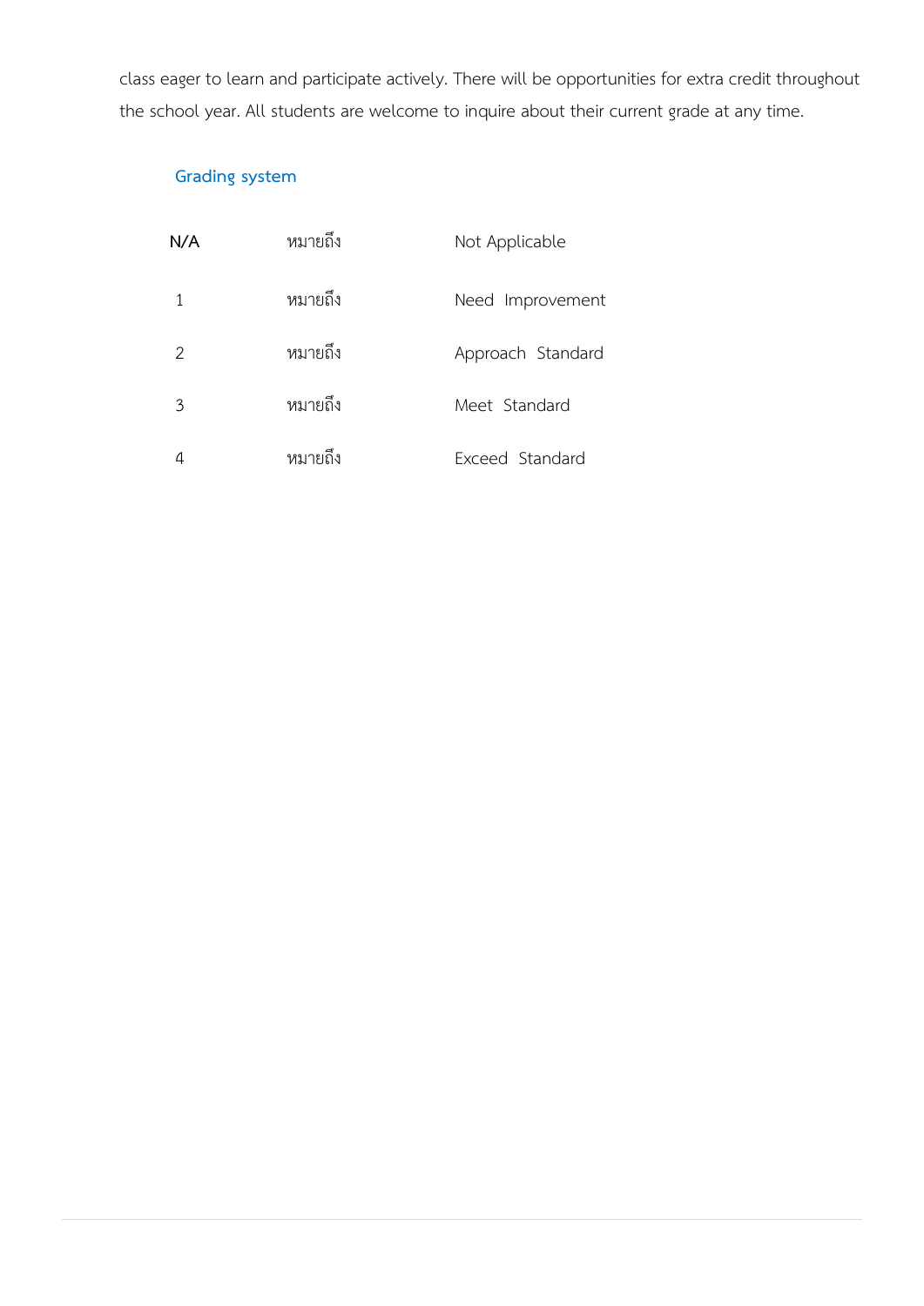class eager to learn and participate actively. There will be opportunities for extra credit throughout the school year. All students are welcome to inquire about their current grade at any time.

## Grading system

| | | |
|---|---|---|
| N/A | หมายถึง | Not Applicable |
| 1 | หมายถึง | Need Improvement |
| 2 | หมายถึง | Approach Standard |
| 3 | หมายถึง | Meet Standard |
| 4 | หมายถึง | Exceed Standard |